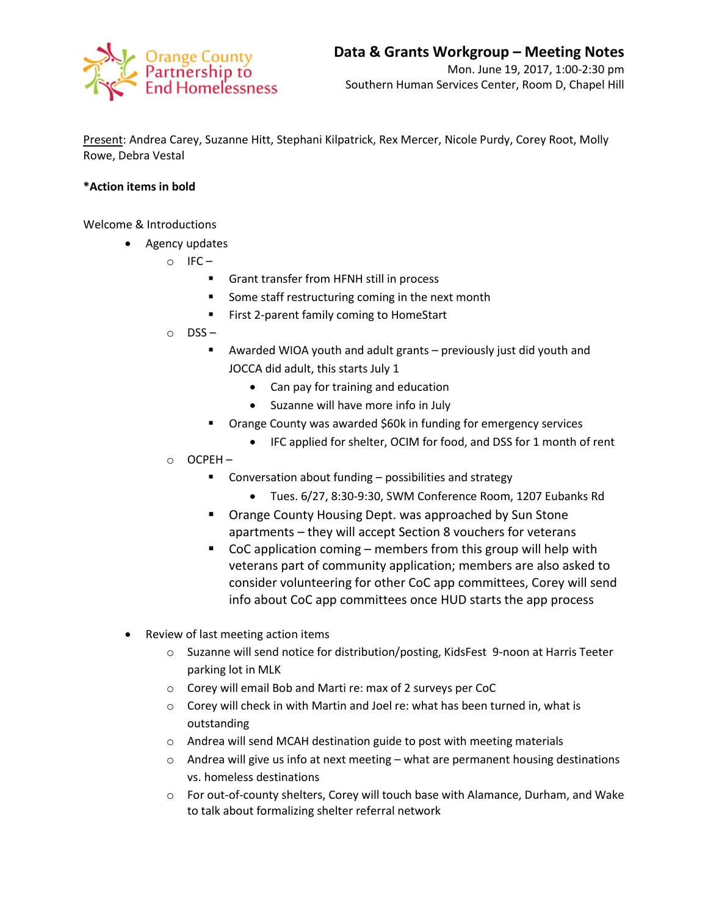Orange County Partnership to End Homelessness

# Data & Grants Workgroup – Meeting Notes

Mon. June 19, 2017, 1:00-2:30 pm
Southern Human Services Center, Room D, Chapel Hill

Present: Andrea Carey, Suzanne Hitt, Stephani Kilpatrick, Rex Mercer, Nicole Purdy, Corey Root, Molly Rowe, Debra Vestal

**\*Action items in bold**

Welcome & Introductions

- Agency updates
  - IFC –
    - Grant transfer from HFNH still in process
    - Some staff restructuring coming in the next month
    - First 2-parent family coming to HomeStart
  - DSS –
    - Awarded WIOA youth and adult grants – previously just did youth and JOCCA did adult, this starts July 1
      - Can pay for training and education
      - Suzanne will have more info in July
    - Orange County was awarded $60k in funding for emergency services
      - IFC applied for shelter, OCIM for food, and DSS for 1 month of rent
  - OCPEH –
    - Conversation about funding – possibilities and strategy
      - Tues. 6/27, 8:30-9:30, SWM Conference Room, 1207 Eubanks Rd
    - Orange County Housing Dept. was approached by Sun Stone apartments – they will accept Section 8 vouchers for veterans
    - CoC application coming – members from this group will help with veterans part of community application; members are also asked to consider volunteering for other CoC app committees, Corey will send info about CoC app committees once HUD starts the app process

- Review of last meeting action items
  - Suzanne will send notice for distribution/posting, KidsFest 9-noon at Harris Teeter parking lot in MLK
  - Corey will email Bob and Marti re: max of 2 surveys per CoC
  - Corey will check in with Martin and Joel re: what has been turned in, what is outstanding
  - Andrea will send MCAH destination guide to post with meeting materials
  - Andrea will give us info at next meeting – what are permanent housing destinations vs. homeless destinations
  - For out-of-county shelters, Corey will touch base with Alamance, Durham, and Wake to talk about formalizing shelter referral network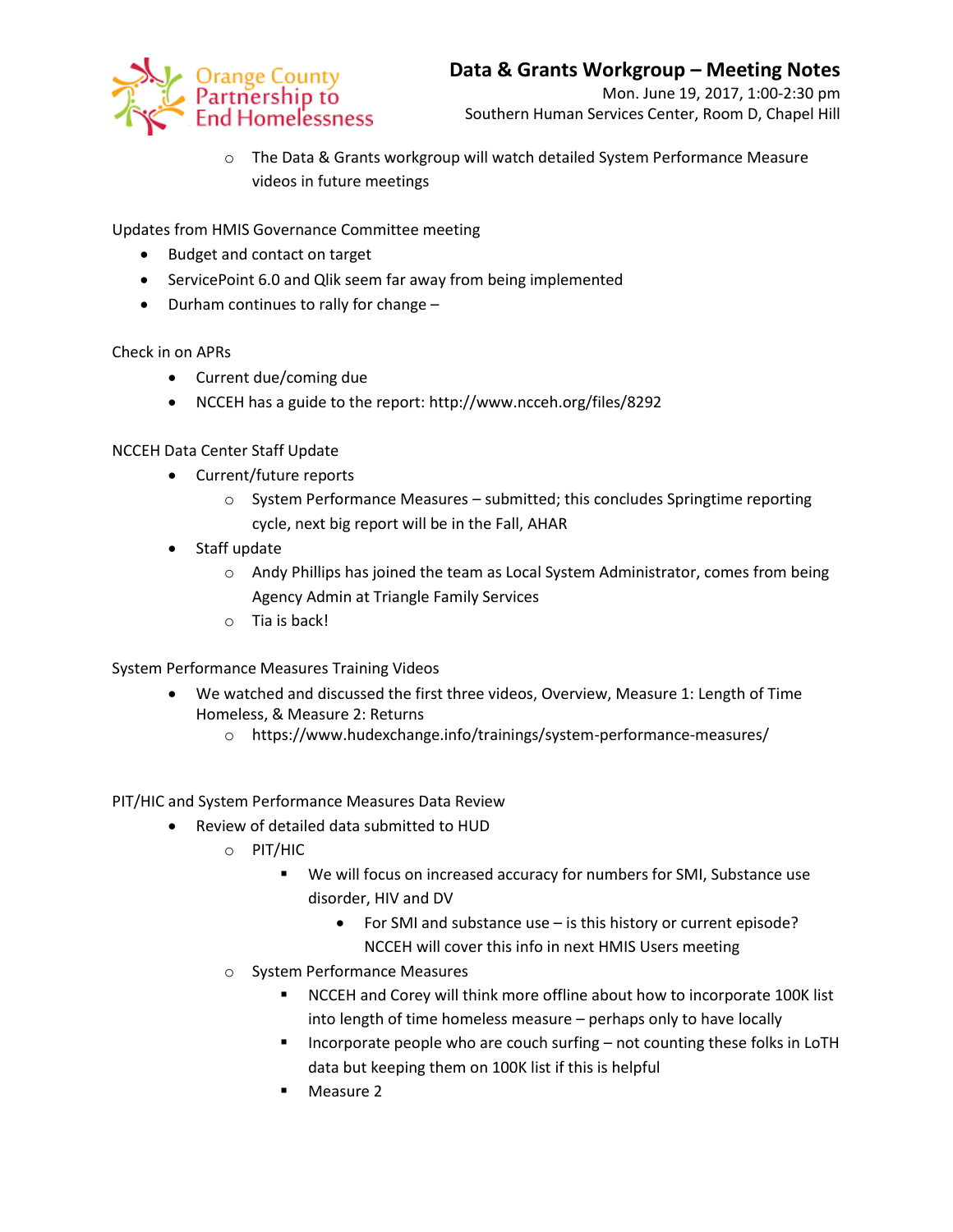- The Data & Grants workgroup will watch detailed System Performance Measure videos in future meetings

Updates from HMIS Governance Committee meeting

- Budget and contact on target
- ServicePoint 6.0 and Qlik seem far away from being implemented
- Durham continues to rally for change –

Check in on APRs

- Current due/coming due
- NCCEH has a guide to the report: http://www.ncceh.org/files/8292

NCCEH Data Center Staff Update

- Current/future reports
  - System Performance Measures – submitted; this concludes Springtime reporting cycle, next big report will be in the Fall, AHAR
- Staff update
  - Andy Phillips has joined the team as Local System Administrator, comes from being Agency Admin at Triangle Family Services
  - Tia is back!

System Performance Measures Training Videos

- We watched and discussed the first three videos, Overview, Measure 1: Length of Time Homeless, & Measure 2: Returns
  - https://www.hudexchange.info/trainings/system-performance-measures/

PIT/HIC and System Performance Measures Data Review

- Review of detailed data submitted to HUD
  - PIT/HIC
    - We will focus on increased accuracy for numbers for SMI, Substance use disorder, HIV and DV
      - For SMI and substance use – is this history or current episode? NCCEH will cover this info in next HMIS Users meeting
  - System Performance Measures
    - NCCEH and Corey will think more offline about how to incorporate 100K list into length of time homeless measure – perhaps only to have locally
    - Incorporate people who are couch surfing – not counting these folks in LoTH data but keeping them on 100K list if this is helpful
    - Measure 2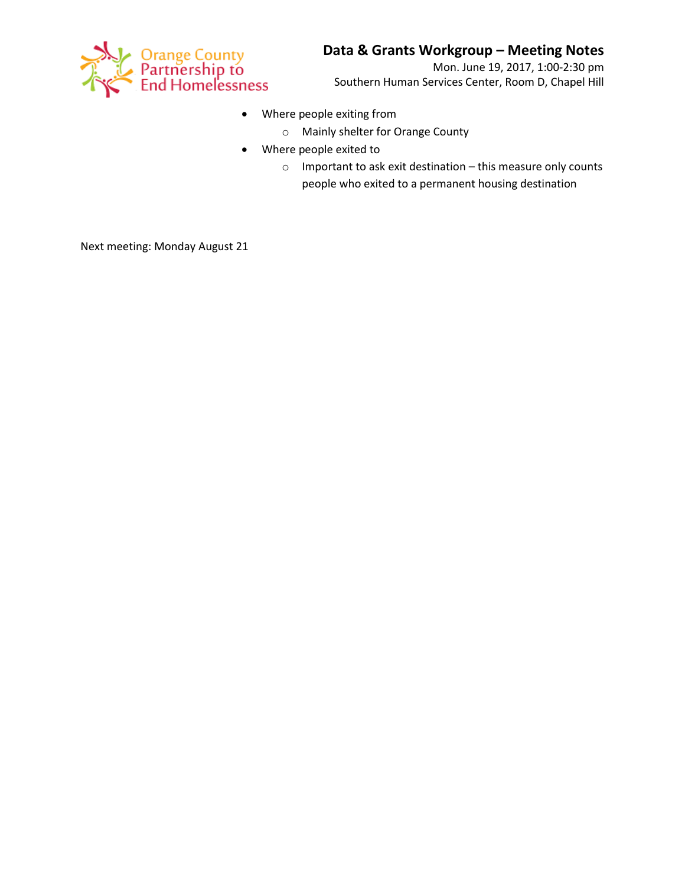- Where people exiting from
  - Mainly shelter for Orange County
- Where people exited to
  - Important to ask exit destination – this measure only counts people who exited to a permanent housing destination

Next meeting: Monday August 21